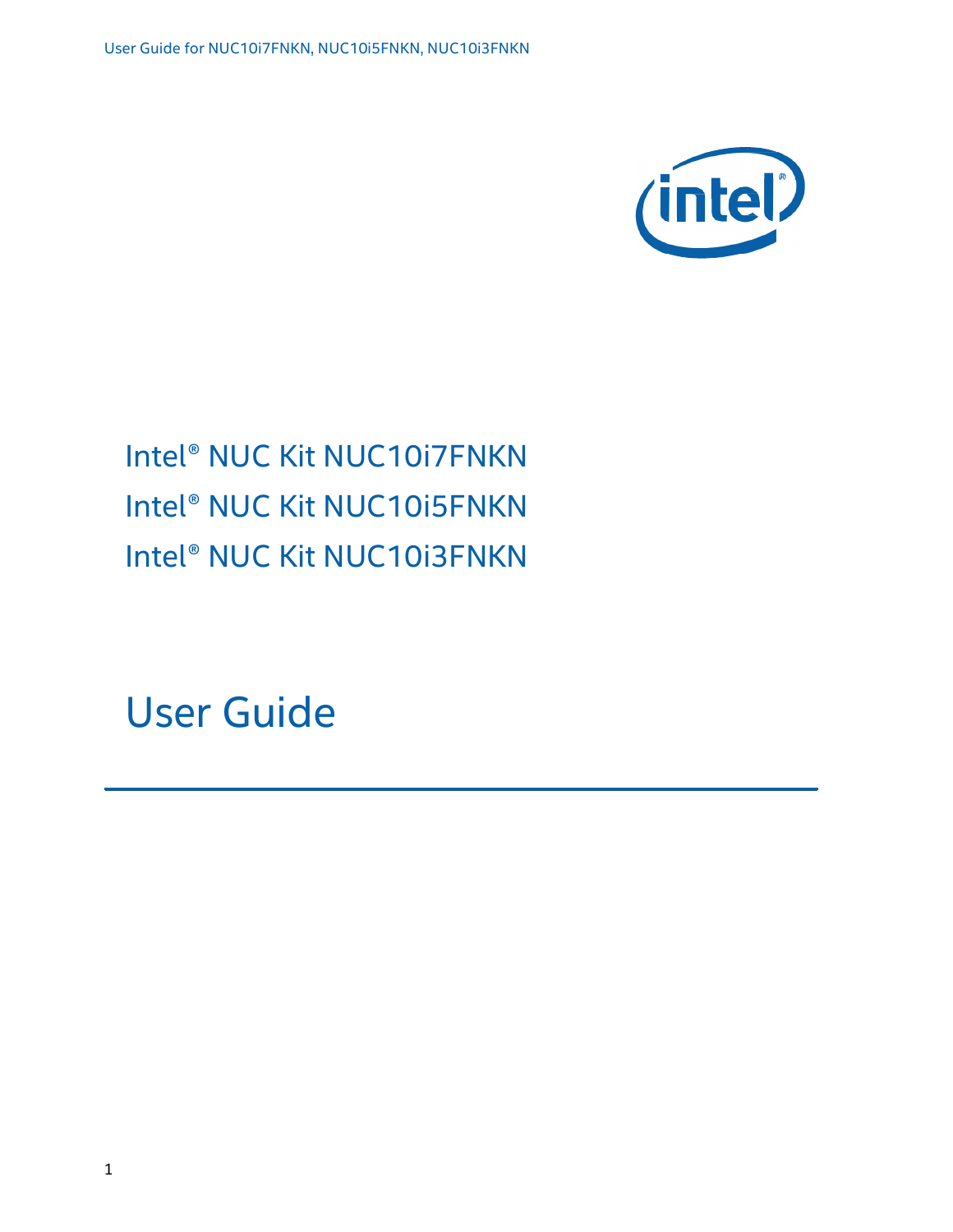# Intel® NUC Kit NUC10i7FNKN
# Intel® NUC Kit NUC10i5FNKN
# Intel® NUC Kit NUC10i3FNKN

# User Guide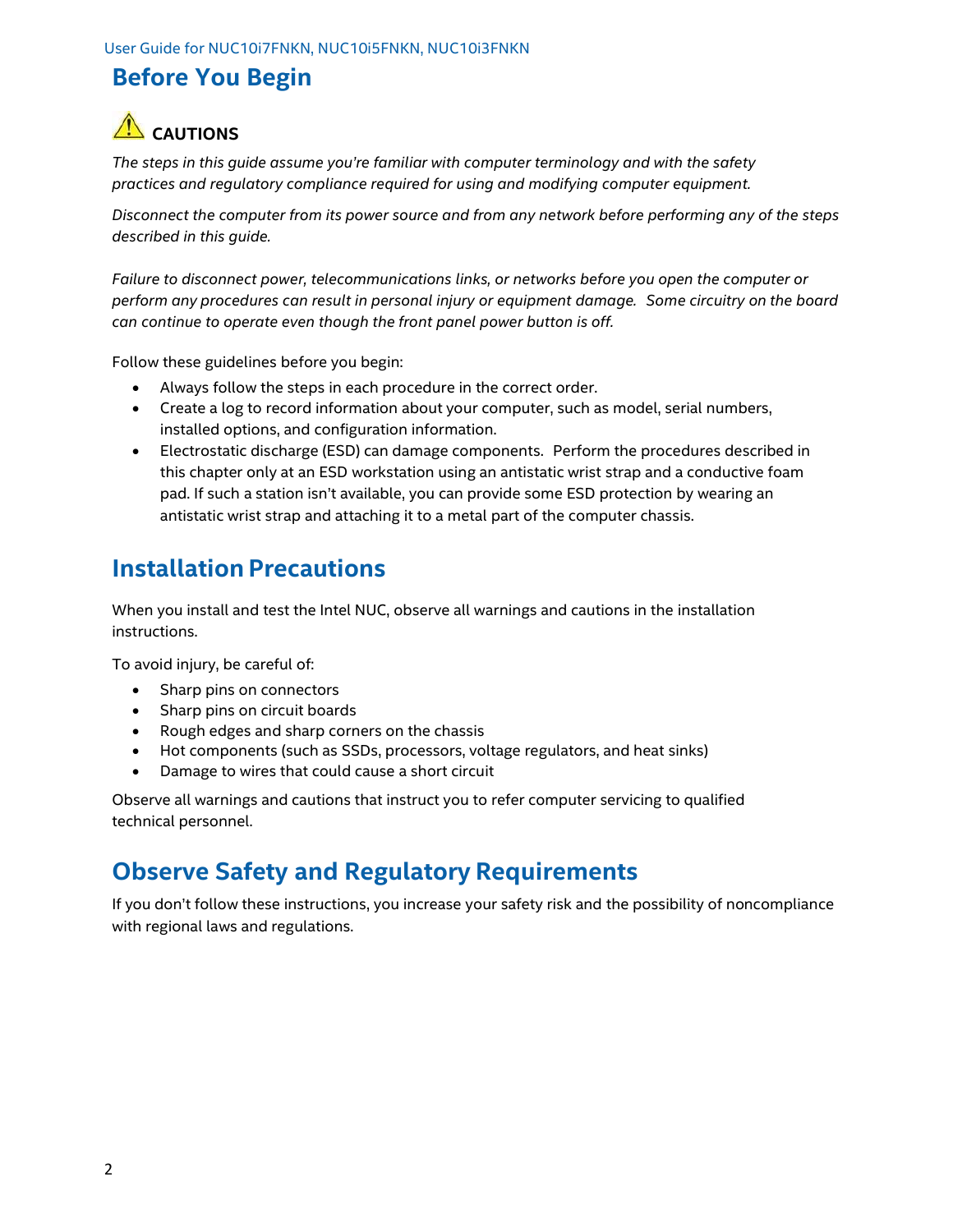# Before You Begin

⚠ **CAUTIONS**

*The steps in this guide assume you're familiar with computer terminology and with the safety practices and regulatory compliance required for using and modifying computer equipment.*

*Disconnect the computer from its power source and from any network before performing any of the steps described in this guide.*

*Failure to disconnect power, telecommunications links, or networks before you open the computer or perform any procedures can result in personal injury or equipment damage. Some circuitry on the board can continue to operate even though the front panel power button is off.*

Follow these guidelines before you begin:

- Always follow the steps in each procedure in the correct order.
- Create a log to record information about your computer, such as model, serial numbers, installed options, and configuration information.
- Electrostatic discharge (ESD) can damage components. Perform the procedures described in this chapter only at an ESD workstation using an antistatic wrist strap and a conductive foam pad. If such a station isn't available, you can provide some ESD protection by wearing an antistatic wrist strap and attaching it to a metal part of the computer chassis.

# Installation Precautions

When you install and test the Intel NUC, observe all warnings and cautions in the installation instructions.

To avoid injury, be careful of:

- Sharp pins on connectors
- Sharp pins on circuit boards
- Rough edges and sharp corners on the chassis
- Hot components (such as SSDs, processors, voltage regulators, and heat sinks)
- Damage to wires that could cause a short circuit

Observe all warnings and cautions that instruct you to refer computer servicing to qualified technical personnel.

# Observe Safety and Regulatory Requirements

If you don't follow these instructions, you increase your safety risk and the possibility of noncompliance with regional laws and regulations.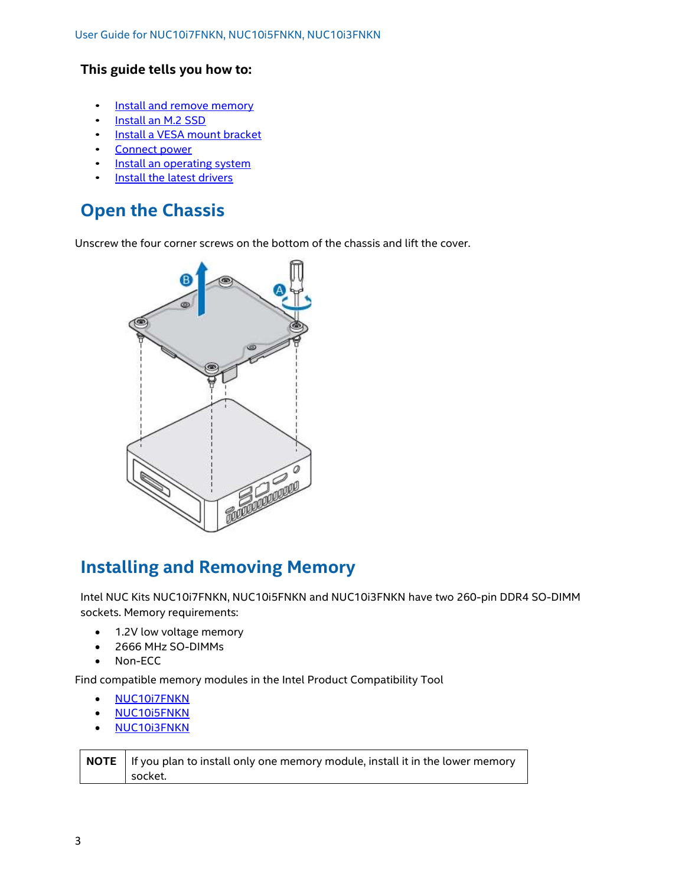**This guide tells you how to:**

- Install and remove memory
- Install an M.2 SSD
- Install a VESA mount bracket
- Connect power
- Install an operating system
- Install the latest drivers

# Open the Chassis

Unscrew the four corner screws on the bottom of the chassis and lift the cover.

# Installing and Removing Memory

Intel NUC Kits NUC10i7FNKN, NUC10i5FNKN and NUC10i3FNKN have two 260-pin DDR4 SO-DIMM sockets. Memory requirements:

- 1.2V low voltage memory
- 2666 MHz SO-DIMMs
- Non-ECC

Find compatible memory modules in the Intel Product Compatibility Tool

- NUC10i7FNKN
- NUC10i5FNKN
- NUC10i3FNKN

| NOTE | If you plan to install only one memory module, install it in the lower memory socket. |
|---|---|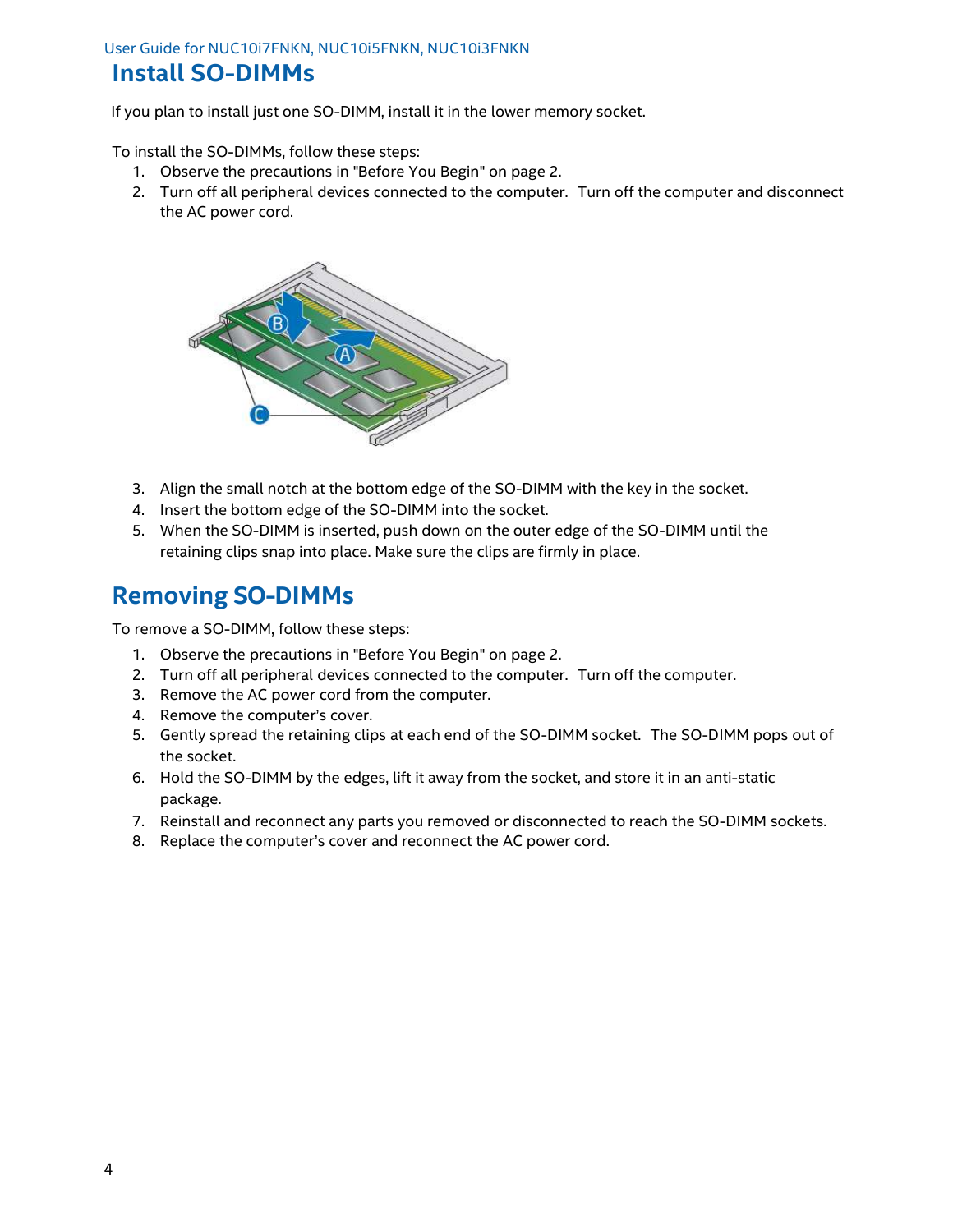## Install SO-DIMMs

If you plan to install just one SO-DIMM, install it in the lower memory socket.

To install the SO-DIMMs, follow these steps:

1. Observe the precautions in "Before You Begin" on page 2.
2. Turn off all peripheral devices connected to the computer. Turn off the computer and disconnect the AC power cord.
3. Align the small notch at the bottom edge of the SO-DIMM with the key in the socket.
4. Insert the bottom edge of the SO-DIMM into the socket.
5. When the SO-DIMM is inserted, push down on the outer edge of the SO-DIMM until the retaining clips snap into place. Make sure the clips are firmly in place.

## Removing SO-DIMMs

To remove a SO-DIMM, follow these steps:

1. Observe the precautions in "Before You Begin" on page 2.
2. Turn off all peripheral devices connected to the computer. Turn off the computer.
3. Remove the AC power cord from the computer.
4. Remove the computer's cover.
5. Gently spread the retaining clips at each end of the SO-DIMM socket. The SO-DIMM pops out of the socket.
6. Hold the SO-DIMM by the edges, lift it away from the socket, and store it in an anti-static package.
7. Reinstall and reconnect any parts you removed or disconnected to reach the SO-DIMM sockets.
8. Replace the computer's cover and reconnect the AC power cord.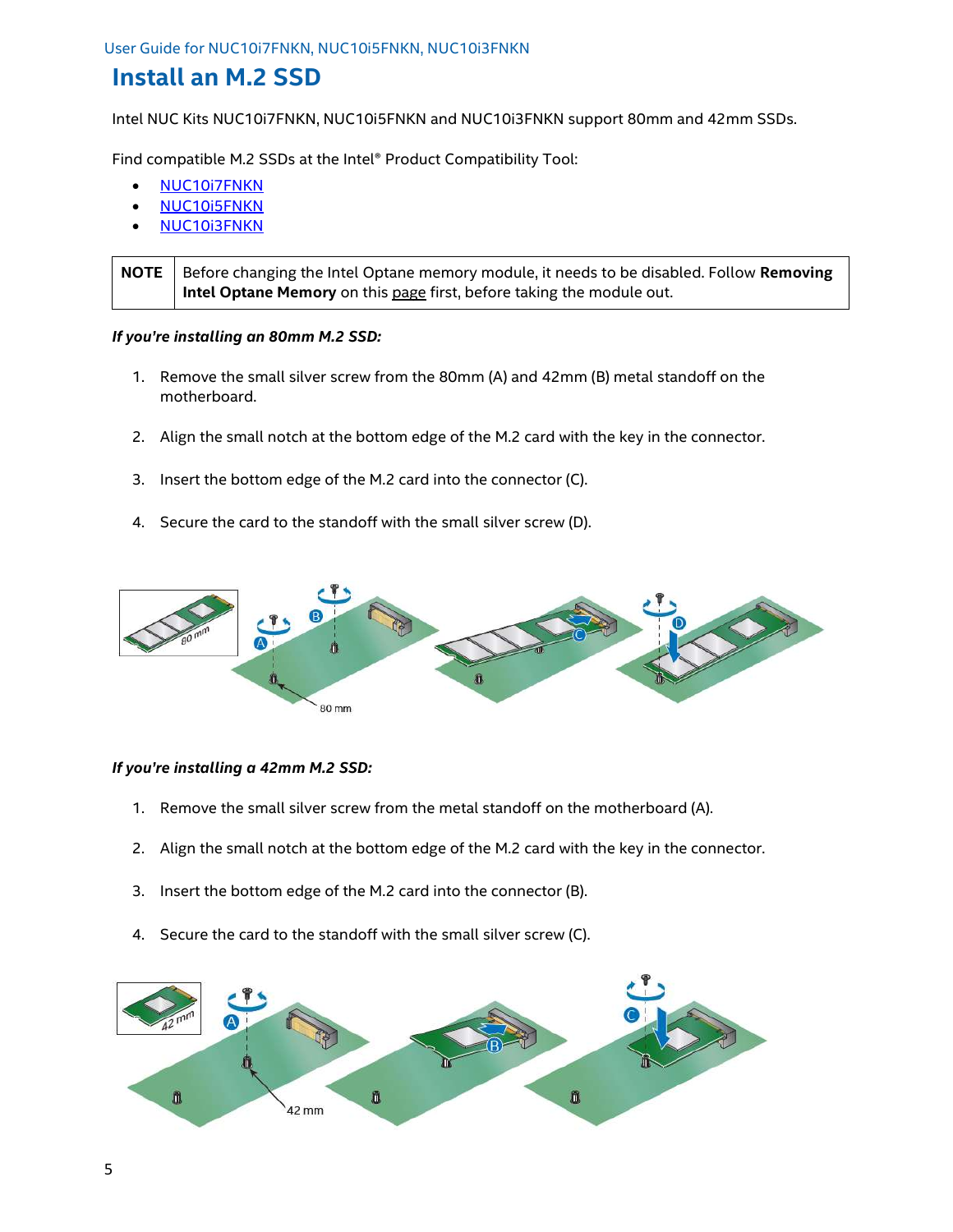# Install an M.2 SSD

Intel NUC Kits NUC10i7FNKN, NUC10i5FNKN and NUC10i3FNKN support 80mm and 42mm SSDs.

Find compatible M.2 SSDs at the Intel® Product Compatibility Tool:

- NUC10i7FNKN
- NUC10i5FNKN
- NUC10i3FNKN

| NOTE | Before changing the Intel Optane memory module, it needs to be disabled. Follow **Removing Intel Optane Memory** on this page first, before taking the module out. |
|---|---|

***If you're installing an 80mm M.2 SSD:***

1. Remove the small silver screw from the 80mm (A) and 42mm (B) metal standoff on the motherboard.
2. Align the small notch at the bottom edge of the M.2 card with the key in the connector.
3. Insert the bottom edge of the M.2 card into the connector (C).
4. Secure the card to the standoff with the small silver screw (D).

***If you're installing a 42mm M.2 SSD:***

1. Remove the small silver screw from the metal standoff on the motherboard (A).
2. Align the small notch at the bottom edge of the M.2 card with the key in the connector.
3. Insert the bottom edge of the M.2 card into the connector (B).
4. Secure the card to the standoff with the small silver screw (C).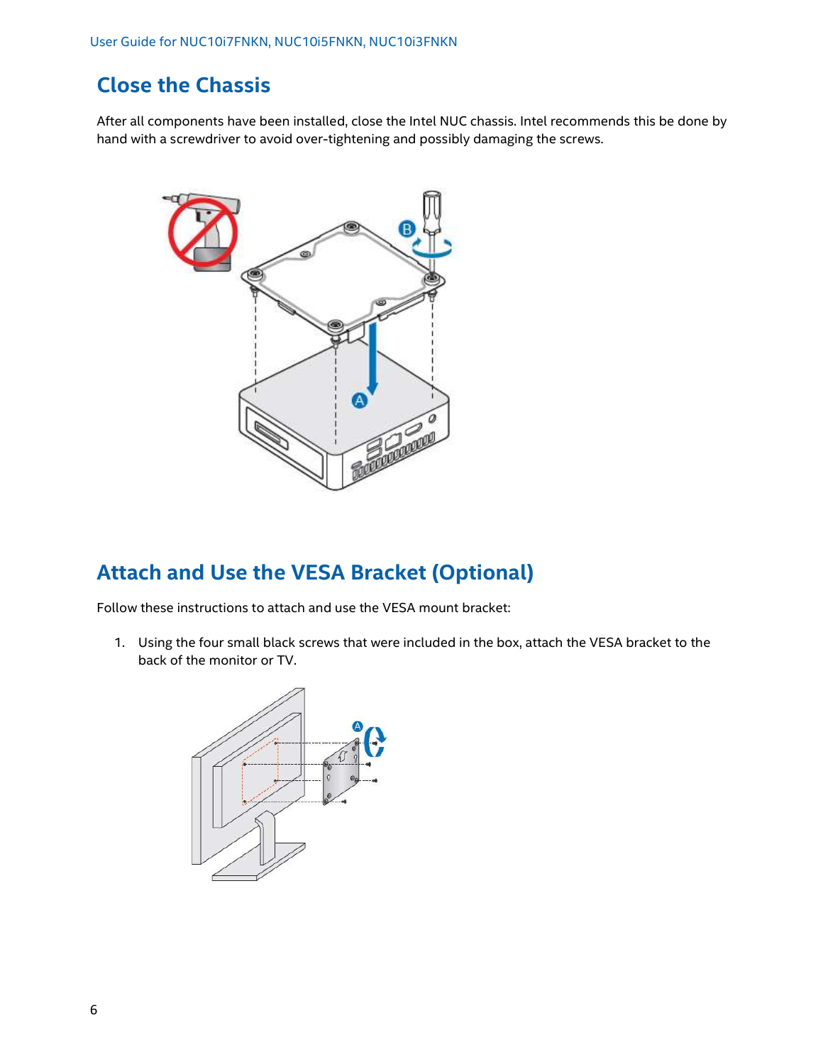## Close the Chassis

After all components have been installed, close the Intel NUC chassis. Intel recommends this be done by hand with a screwdriver to avoid over-tightening and possibly damaging the screws.

## Attach and Use the VESA Bracket (Optional)

Follow these instructions to attach and use the VESA mount bracket:

1. Using the four small black screws that were included in the box, attach the VESA bracket to the back of the monitor or TV.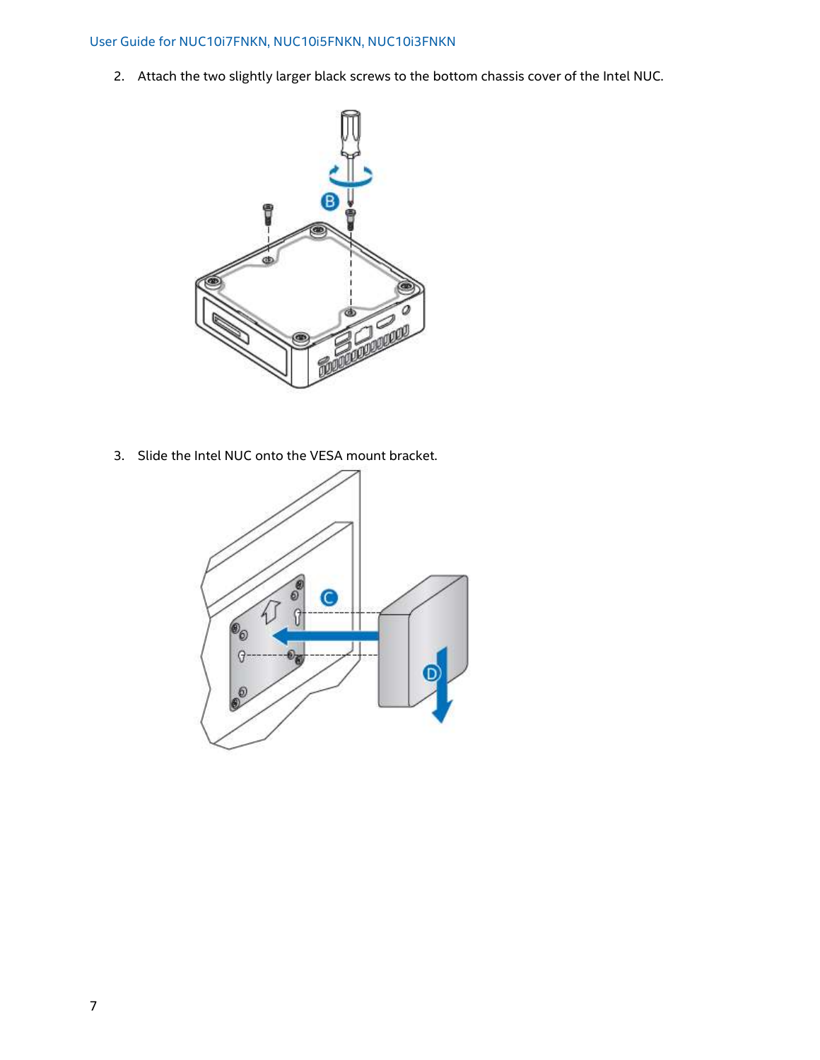2. Attach the two slightly larger black screws to the bottom chassis cover of the Intel NUC.

3. Slide the Intel NUC onto the VESA mount bracket.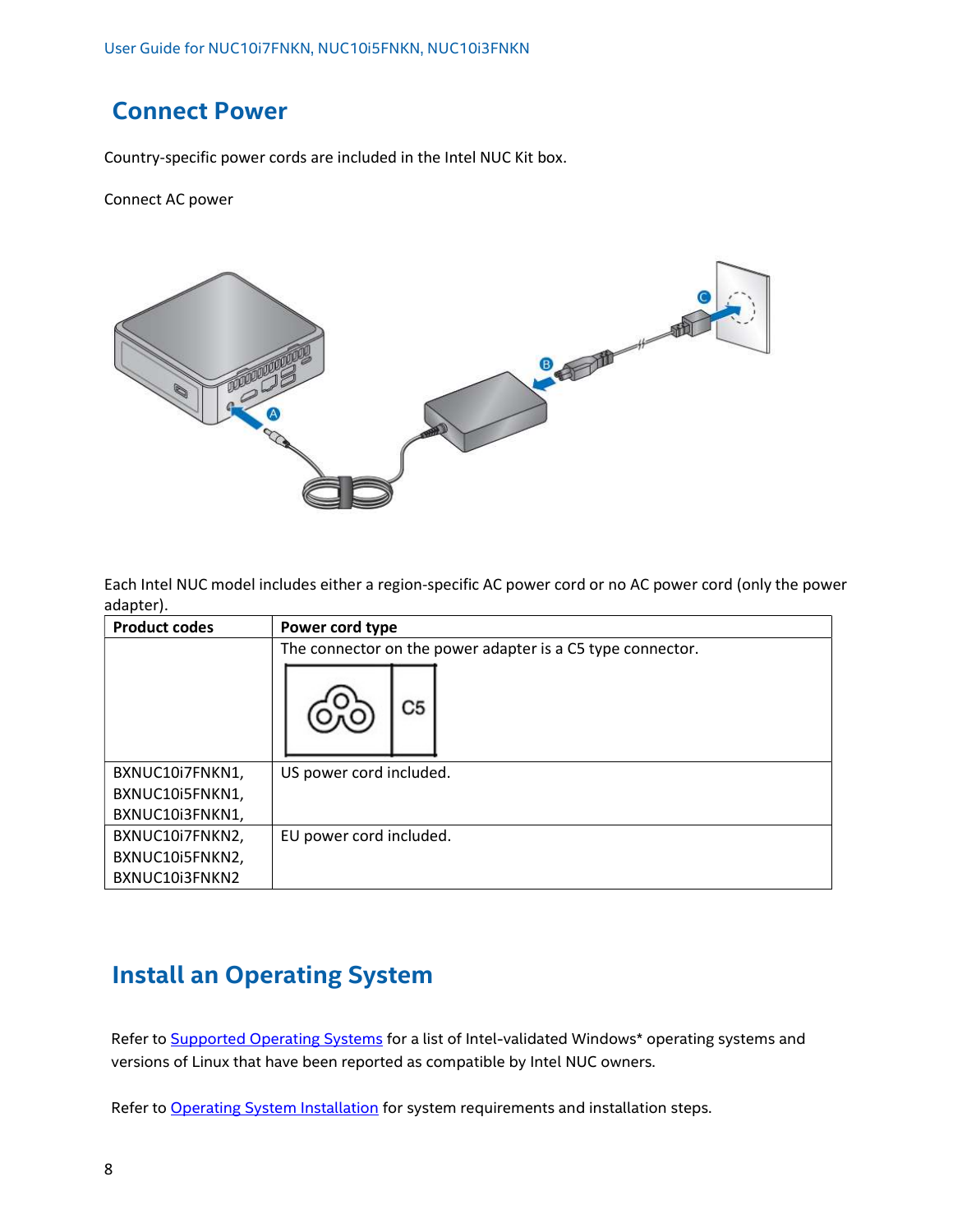## Connect Power

Country-specific power cords are included in the Intel NUC Kit box.

Connect AC power

Each Intel NUC model includes either a region-specific AC power cord or no AC power cord (only the power adapter).

| Product codes | Power cord type |
|---|---|
| | The connector on the power adapter is a C5 type connector. |
| BXNUC10i7FNKN1, BXNUC10i5FNKN1, BXNUC10i3FNKN1, | US power cord included. |
| BXNUC10i7FNKN2, BXNUC10i5FNKN2, BXNUC10i3FNKN2 | EU power cord included. |

## Install an Operating System

Refer to Supported Operating Systems for a list of Intel-validated Windows* operating systems and versions of Linux that have been reported as compatible by Intel NUC owners.

Refer to Operating System Installation for system requirements and installation steps.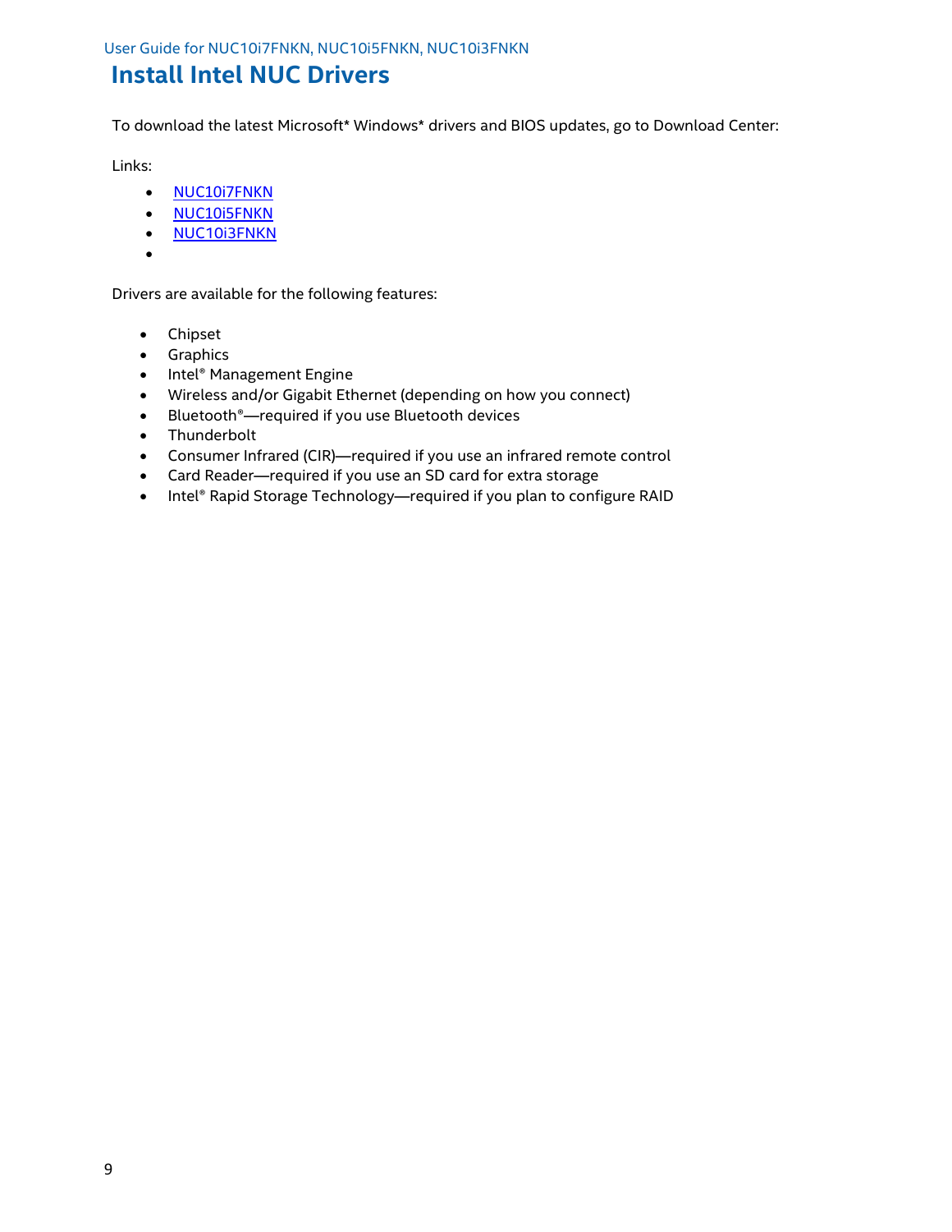# Install Intel NUC Drivers

To download the latest Microsoft* Windows* drivers and BIOS updates, go to Download Center:

Links:

- NUC10i7FNKN
- NUC10i5FNKN
- NUC10i3FNKN
- 

Drivers are available for the following features:

- Chipset
- Graphics
- Intel® Management Engine
- Wireless and/or Gigabit Ethernet (depending on how you connect)
- Bluetooth®—required if you use Bluetooth devices
- Thunderbolt
- Consumer Infrared (CIR)—required if you use an infrared remote control
- Card Reader—required if you use an SD card for extra storage
- Intel® Rapid Storage Technology—required if you plan to configure RAID